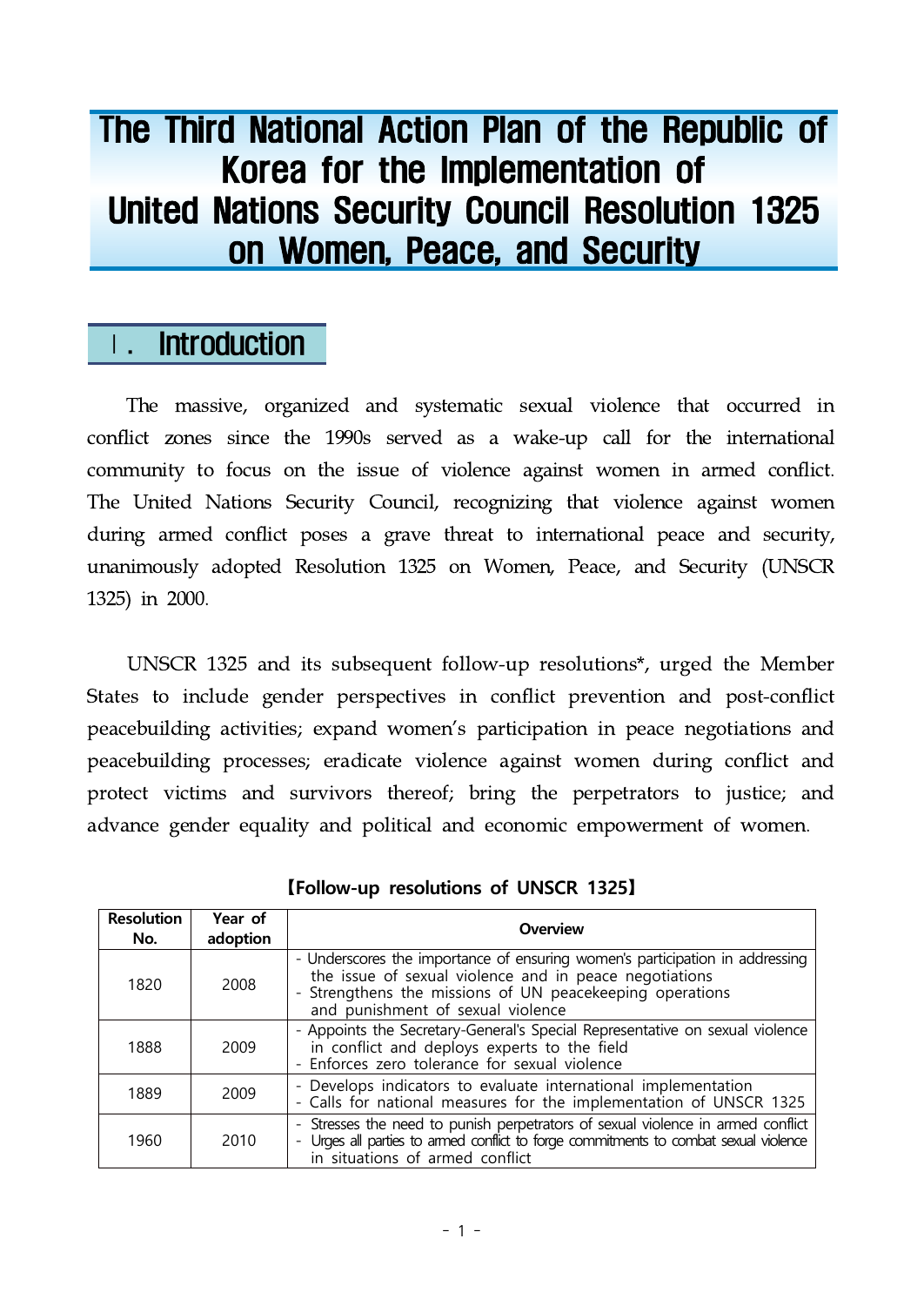# The Third National Action Plan of the Republic of Korea for the Implementation of United Nations Security Council Resolution 1325 on Women, Peace, and Security

## Ⅰ. Introduction

The massive, organized and systematic sexual violence that occurred in conflict zones since the 1990s served as a wake-up call for the international community to focus on the issue of violence against women in armed conflict. The United Nations Security Council, recognizing that violence against women during armed conflict poses a grave threat to international peace and security, unanimously adopted Resolution 1325 on Women, Peace, and Security (UNSCR 1325) in 2000.

UNSCR 1325 and its subsequent follow-up resolutions*, urged the Member States to include gender perspectives in conflict prevention and post-conflict peacebuilding activities; expand women's participation in peace negotiations and peacebuilding processes; eradicate violence against women during conflict and protect victims and survivors thereof; bring the perpetrators to justice; and advance gender equality and political and economic empowerment of women.

**【Follow-up resolutions of UNSCR 1325】**

| Resolution No. | Year of adoption | Overview |
|---|---|---|
| 1820 | 2008 | - Underscores the importance of ensuring women's participation in addressing the issue of sexual violence and in peace negotiations<br>- Strengthens the missions of UN peacekeeping operations and punishment of sexual violence |
| 1888 | 2009 | - Appoints the Secretary-General's Special Representative on sexual violence in conflict and deploys experts to the field<br>- Enforces zero tolerance for sexual violence |
| 1889 | 2009 | - Develops indicators to evaluate international implementation<br>- Calls for national measures for the implementation of UNSCR 1325 |
| 1960 | 2010 | - Stresses the need to punish perpetrators of sexual violence in armed conflict<br>- Urges all parties to armed conflict to forge commitments to combat sexual violence in situations of armed conflict |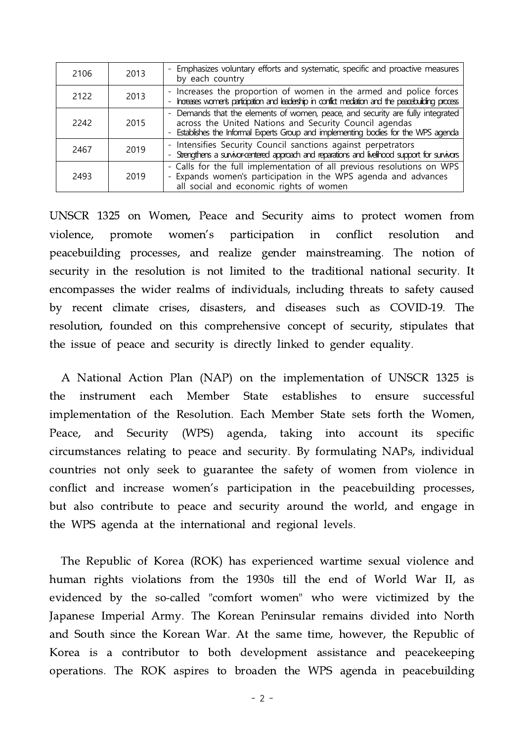| 2106 | 2013 | - Emphasizes voluntary efforts and systematic, specific and proactive measures by each country |
|---|---|---|
| 2122 | 2013 | - Increases the proportion of women in the armed and police forces<br>- Increases women's participation and leadership in conflict mediation and the peacebuilding process |
| 2242 | 2015 | - Demands that the elements of women, peace, and security are fully integrated across the United Nations and Security Council agendas<br>- Establishes the Informal Experts Group and implementing bodies for the WPS agenda |
| 2467 | 2019 | - Intensifies Security Council sanctions against perpetrators<br>- Strengthens a survivor-centered approach and reparations and livelihood support for survivors |
| 2493 | 2019 | - Calls for the full implementation of all previous resolutions on WPS<br>- Expands women's participation in the WPS agenda and advances all social and economic rights of women |

UNSCR 1325 on Women, Peace and Security aims to protect women from violence, promote women's participation in conflict resolution and peacebuilding processes, and realize gender mainstreaming. The notion of security in the resolution is not limited to the traditional national security. It encompasses the wider realms of individuals, including threats to safety caused by recent climate crises, disasters, and diseases such as COVID-19. The resolution, founded on this comprehensive concept of security, stipulates that the issue of peace and security is directly linked to gender equality.

A National Action Plan (NAP) on the implementation of UNSCR 1325 is the instrument each Member State establishes to ensure successful implementation of the Resolution. Each Member State sets forth the Women, Peace, and Security (WPS) agenda, taking into account its specific circumstances relating to peace and security. By formulating NAPs, individual countries not only seek to guarantee the safety of women from violence in conflict and increase women's participation in the peacebuilding processes, but also contribute to peace and security around the world, and engage in the WPS agenda at the international and regional levels.

The Republic of Korea (ROK) has experienced wartime sexual violence and human rights violations from the 1930s till the end of World War II, as evidenced by the so-called "comfort women" who were victimized by the Japanese Imperial Army. The Korean Peninsular remains divided into North and South since the Korean War. At the same time, however, the Republic of Korea is a contributor to both development assistance and peacekeeping operations. The ROK aspires to broaden the WPS agenda in peacebuilding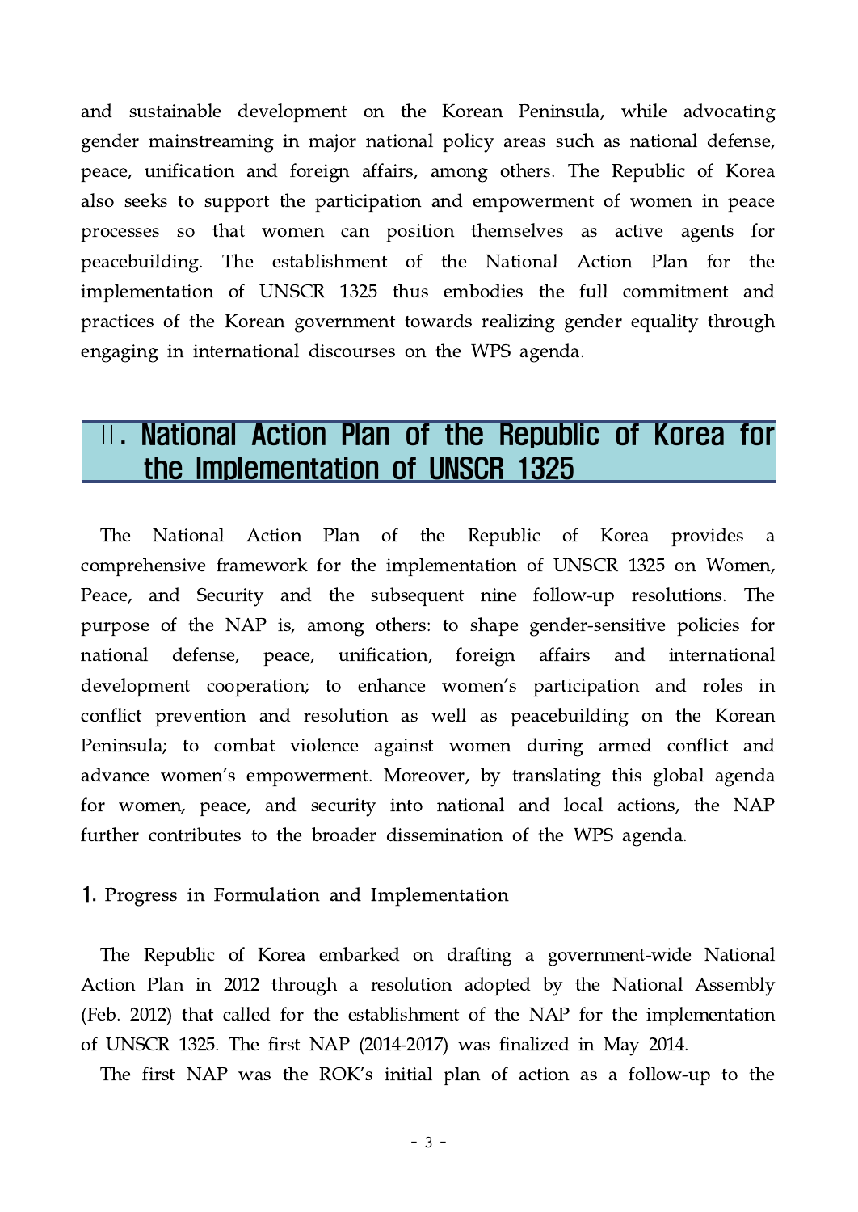and sustainable development on the Korean Peninsula, while advocating gender mainstreaming in major national policy areas such as national defense, peace, unification and foreign affairs, among others. The Republic of Korea also seeks to support the participation and empowerment of women in peace processes so that women can position themselves as active agents for peacebuilding. The establishment of the National Action Plan for the implementation of UNSCR 1325 thus embodies the full commitment and practices of the Korean government towards realizing gender equality through engaging in international discourses on the WPS agenda.

# Ⅱ. National Action Plan of the Republic of Korea for the Implementation of UNSCR 1325

The National Action Plan of the Republic of Korea provides a comprehensive framework for the implementation of UNSCR 1325 on Women, Peace, and Security and the subsequent nine follow-up resolutions. The purpose of the NAP is, among others: to shape gender-sensitive policies for national defense, peace, unification, foreign affairs and international development cooperation; to enhance women's participation and roles in conflict prevention and resolution as well as peacebuilding on the Korean Peninsula; to combat violence against women during armed conflict and advance women's empowerment. Moreover, by translating this global agenda for women, peace, and security into national and local actions, the NAP further contributes to the broader dissemination of the WPS agenda.

## 1. Progress in Formulation and Implementation

The Republic of Korea embarked on drafting a government-wide National Action Plan in 2012 through a resolution adopted by the National Assembly (Feb. 2012) that called for the establishment of the NAP for the implementation of UNSCR 1325. The first NAP (2014-2017) was finalized in May 2014.

The first NAP was the ROK's initial plan of action as a follow-up to the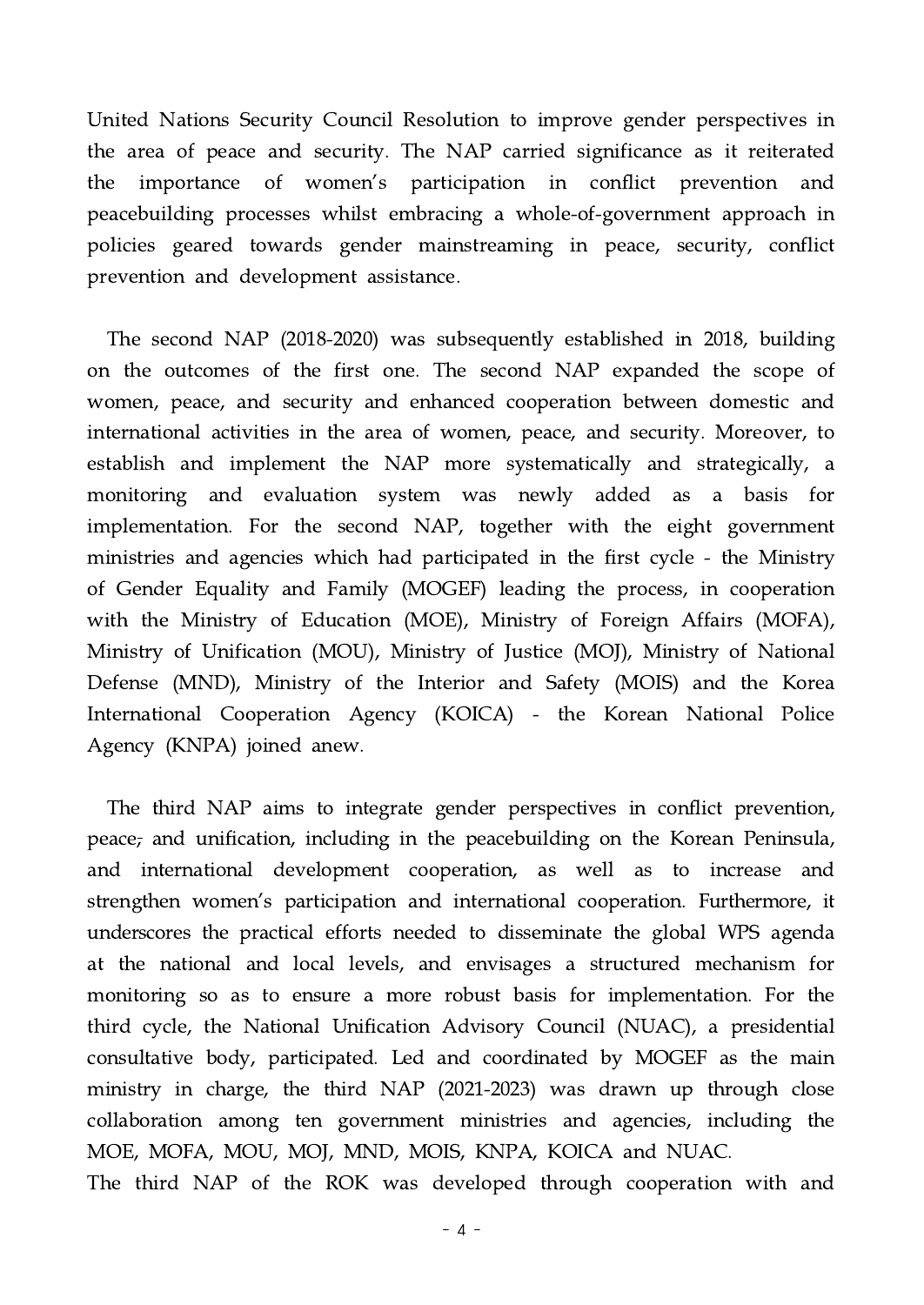United Nations Security Council Resolution to improve gender perspectives in the area of peace and security. The NAP carried significance as it reiterated the importance of women's participation in conflict prevention and peacebuilding processes whilst embracing a whole-of-government approach in policies geared towards gender mainstreaming in peace, security, conflict prevention and development assistance.

The second NAP (2018-2020) was subsequently established in 2018, building on the outcomes of the first one. The second NAP expanded the scope of women, peace, and security and enhanced cooperation between domestic and international activities in the area of women, peace, and security. Moreover, to establish and implement the NAP more systematically and strategically, a monitoring and evaluation system was newly added as a basis for implementation. For the second NAP, together with the eight government ministries and agencies which had participated in the first cycle - the Ministry of Gender Equality and Family (MOGEF) leading the process, in cooperation with the Ministry of Education (MOE), Ministry of Foreign Affairs (MOFA), Ministry of Unification (MOU), Ministry of Justice (MOJ), Ministry of National Defense (MND), Ministry of the Interior and Safety (MOIS) and the Korea International Cooperation Agency (KOICA) - the Korean National Police Agency (KNPA) joined anew.

The third NAP aims to integrate gender perspectives in conflict prevention, peace, and unification, including in the peacebuilding on the Korean Peninsula, and international development cooperation, as well as to increase and strengthen women's participation and international cooperation. Furthermore, it underscores the practical efforts needed to disseminate the global WPS agenda at the national and local levels, and envisages a structured mechanism for monitoring so as to ensure a more robust basis for implementation. For the third cycle, the National Unification Advisory Council (NUAC), a presidential consultative body, participated. Led and coordinated by MOGEF as the main ministry in charge, the third NAP (2021-2023) was drawn up through close collaboration among ten government ministries and agencies, including the MOE, MOFA, MOU, MOJ, MND, MOIS, KNPA, KOICA and NUAC.
The third NAP of the ROK was developed through cooperation with and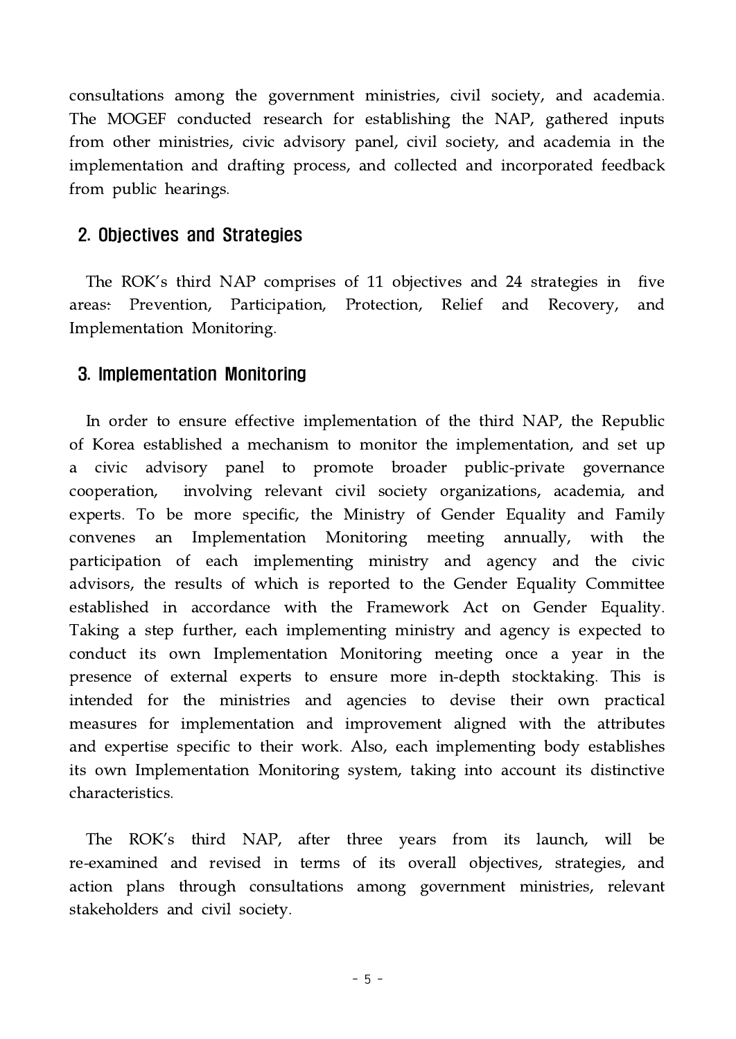consultations among the government ministries, civil society, and academia. The MOGEF conducted research for establishing the NAP, gathered inputs from other ministries, civic advisory panel, civil society, and academia in the implementation and drafting process, and collected and incorporated feedback from public hearings.

## 2. Objectives and Strategies

The ROK's third NAP comprises of 11 objectives and 24 strategies in five areas: Prevention, Participation, Protection, Relief and Recovery, and Implementation Monitoring.

## 3. Implementation Monitoring

In order to ensure effective implementation of the third NAP, the Republic of Korea established a mechanism to monitor the implementation, and set up a civic advisory panel to promote broader public-private governance cooperation, involving relevant civil society organizations, academia, and experts. To be more specific, the Ministry of Gender Equality and Family convenes an Implementation Monitoring meeting annually, with the participation of each implementing ministry and agency and the civic advisors, the results of which is reported to the Gender Equality Committee established in accordance with the Framework Act on Gender Equality. Taking a step further, each implementing ministry and agency is expected to conduct its own Implementation Monitoring meeting once a year in the presence of external experts to ensure more in-depth stocktaking. This is intended for the ministries and agencies to devise their own practical measures for implementation and improvement aligned with the attributes and expertise specific to their work. Also, each implementing body establishes its own Implementation Monitoring system, taking into account its distinctive characteristics.

The ROK's third NAP, after three years from its launch, will be re-examined and revised in terms of its overall objectives, strategies, and action plans through consultations among government ministries, relevant stakeholders and civil society.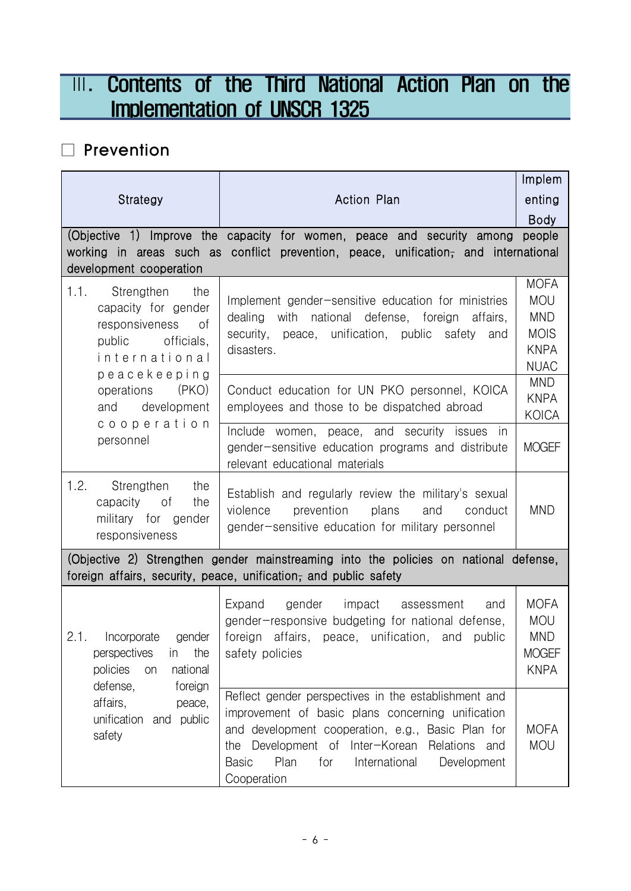# Ⅲ. Contents of the Third National Action Plan on the Implementation of UNSCR 1325

## ☐ Prevention

| Strategy | Action Plan | Implementing Body |
|---|---|---|
| (Objective 1) Improve the capacity for women, peace and security among people working in areas such as conflict prevention, peace, unification, and international development cooperation | | |
| 1.1. Strengthen the capacity for gender responsiveness of public officials, international peacekeeping operations (PKO) and development cooperation personnel | Implement gender-sensitive education for ministries dealing with national defense, foreign affairs, security, peace, unification, public safety and disasters. | MOFA<br>MOU<br>MND<br>MOIS<br>KNPA<br>NUAC |
| | Conduct education for UN PKO personnel, KOICA employees and those to be dispatched abroad | MND<br>KNPA<br>KOICA |
| | Include women, peace, and security issues in gender-sensitive education programs and distribute relevant educational materials | MOGEF |
| 1.2. Strengthen the capacity of the military for gender responsiveness | Establish and regularly review the military's sexual violence prevention plans and conduct gender-sensitive education for military personnel | MND |
| (Objective 2) Strengthen gender mainstreaming into the policies on national defense, foreign affairs, security, peace, unification, and public safety | | |
| 2.1. Incorporate gender perspectives in the policies on national defense, foreign affairs, peace, unification and public safety | Expand gender impact assessment and gender-responsive budgeting for national defense, foreign affairs, peace, unification, and public safety policies | MOFA<br>MOU<br>MND<br>MOGEF<br>KNPA |
| | Reflect gender perspectives in the establishment and improvement of basic plans concerning unification and development cooperation, e.g., Basic Plan for the Development of Inter-Korean Relations and Basic Plan for International Development Cooperation | MOFA<br>MOU |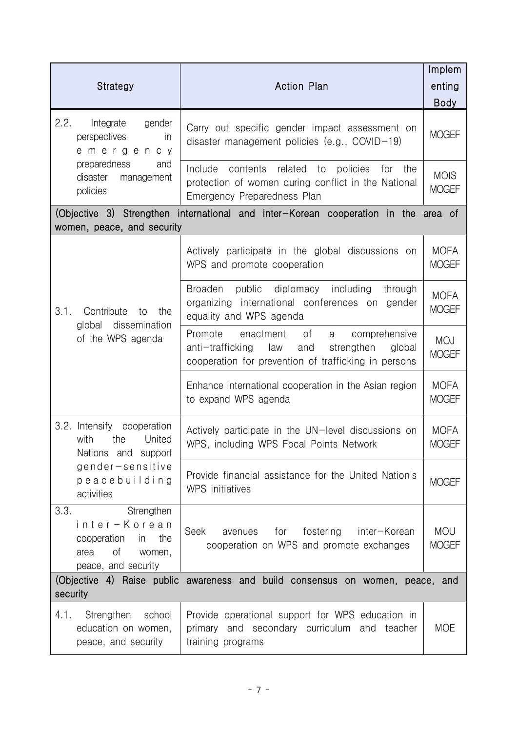| Strategy | Action Plan | Implementing Body |
|---|---|---|
| 2.2. Integrate gender perspectives in emergency preparedness and disaster management policies | Carry out specific gender impact assessment on disaster management policies (e.g., COVID-19) | MOGEF |
| | Include contents related to policies for the protection of women during conflict in the National Emergency Preparedness Plan | MOIS MOGEF |
| (Objective 3) Strengthen international and inter-Korean cooperation in the area of women, peace, and security | | |
| 3.1. Contribute to the global dissemination of the WPS agenda | Actively participate in the global discussions on WPS and promote cooperation | MOFA MOGEF |
| | Broaden public diplomacy including through organizing international conferences on gender equality and WPS agenda | MOFA MOGEF |
| | Promote enactment of a comprehensive anti-trafficking law and strengthen global cooperation for prevention of trafficking in persons | MOJ MOGEF |
| | Enhance international cooperation in the Asian region to expand WPS agenda | MOFA MOGEF |
| 3.2. Intensify cooperation with the United Nations and support gender-sensitive peacebuilding activities | Actively participate in the UN-level discussions on WPS, including WPS Focal Points Network | MOFA MOGEF |
| | Provide financial assistance for the United Nation's WPS initiatives | MOGEF |
| 3.3. Strengthen inter-Korean cooperation in the area of women, peace, and security | Seek avenues for fostering inter-Korean cooperation on WPS and promote exchanges | MOU MOGEF |
| (Objective 4) Raise public awareness and build consensus on women, peace, and security | | |
| 4.1. Strengthen school education on women, peace, and security | Provide operational support for WPS education in primary and secondary curriculum and teacher training programs | MOE |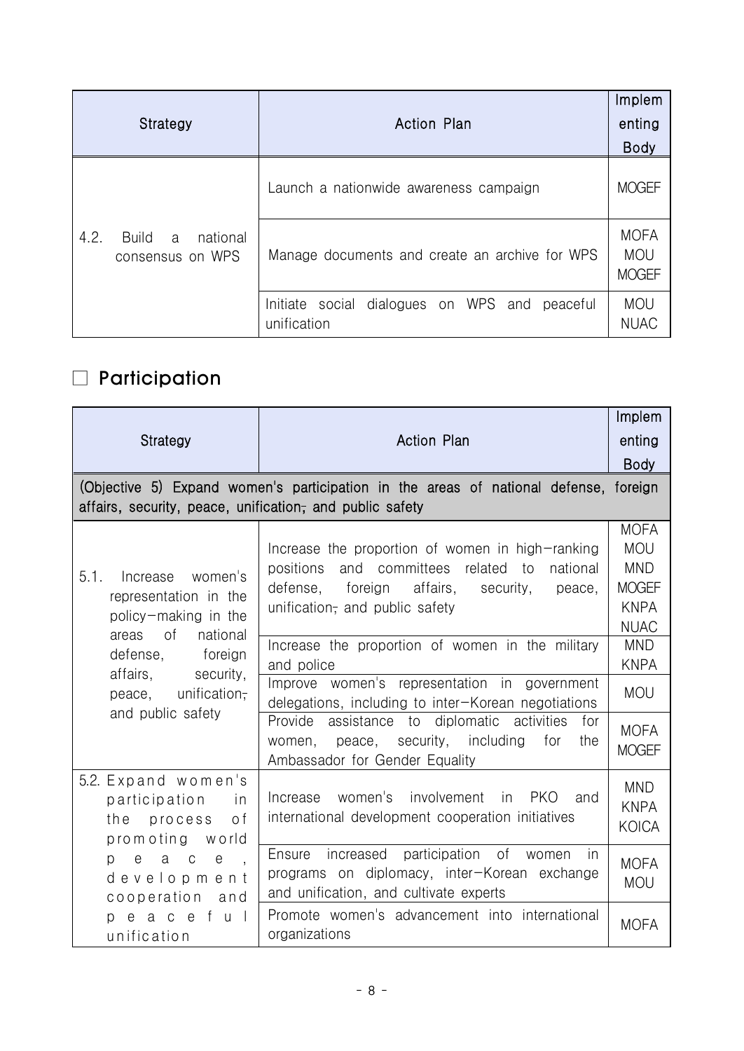| Strategy | Action Plan | Implementing Body |
|---|---|---|
| 4.2. Build a national consensus on WPS | Launch a nationwide awareness campaign | MOGEF |
| | Manage documents and create an archive for WPS | MOFA MOU MOGEF |
| | Initiate social dialogues on WPS and peaceful unification | MOU NUAC |

## □ Participation

| Strategy | Action Plan | Implementing Body |
|---|---|---|
| (Objective 5) Expand women's participation in the areas of national defense, foreign affairs, security, peace, unification, and public safety | | |
| 5.1. Increase women's representation in the policy-making in the areas of national defense, foreign affairs, security, peace, unification, and public safety | Increase the proportion of women in high-ranking positions and committees related to national defense, foreign affairs, security, peace, unification, and public safety | MOFA MOU MND MOGEF KNPA NUAC |
| | Increase the proportion of women in the military and police | MND KNPA |
| | Improve women's representation in government delegations, including to inter-Korean negotiations | MOU |
| | Provide assistance to diplomatic activities for women, peace, security, including for the Ambassador for Gender Equality | MOFA MOGEF |
| 5.2. Expand women's participation in the process of promoting world peace, development cooperation and peaceful unification | Increase women's involvement in PKO and international development cooperation initiatives | MND KNPA KOICA |
| | Ensure increased participation of women in programs on diplomacy, inter-Korean exchange and unification, and cultivate experts | MOFA MOU |
| | Promote women's advancement into international organizations | MOFA |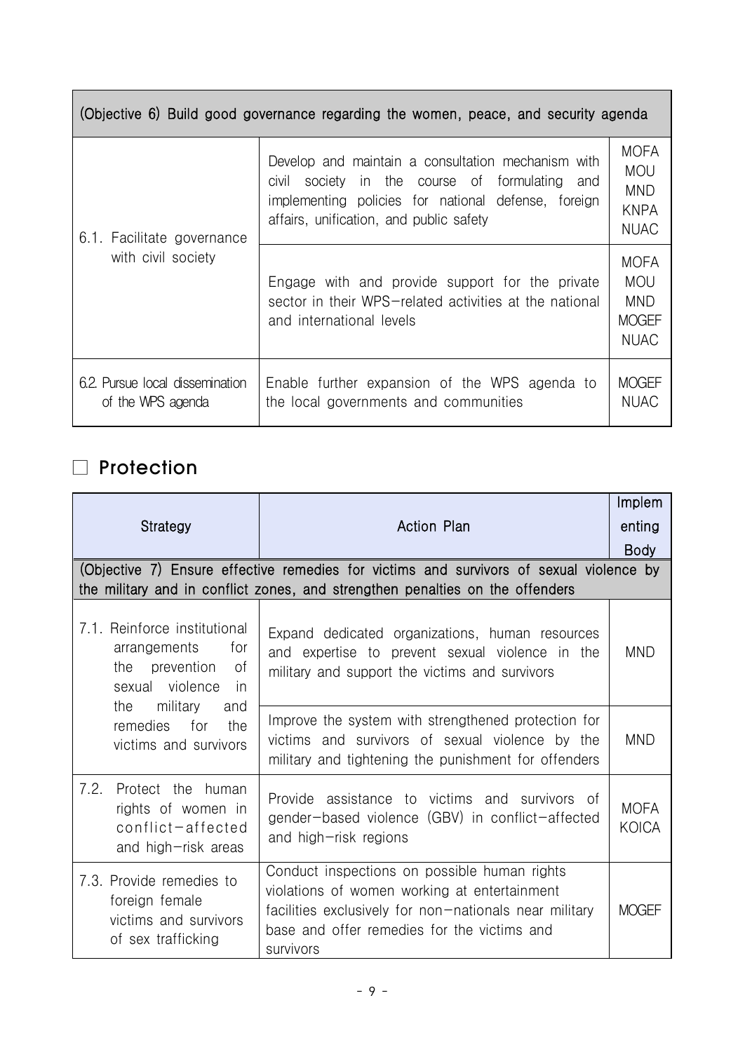| (Objective 6) Build good governance regarding the women, peace, and security agenda | | |
|---|---|---|
| 6.1. Facilitate governance with civil society | Develop and maintain a consultation mechanism with civil society in the course of formulating and implementing policies for national defense, foreign affairs, unification, and public safety | MOFA MOU MND KNPA NUAC |
| | Engage with and provide support for the private sector in their WPS-related activities at the national and international levels | MOFA MOU MND MOGEF NUAC |
| 6.2. Pursue local dissemination of the WPS agenda | Enable further expansion of the WPS agenda to the local governments and communities | MOGEF NUAC |

## □ Protection

| Strategy | Action Plan | Implementing Body |
|---|---|---|
| (Objective 7) Ensure effective remedies for victims and survivors of sexual violence by the military and in conflict zones, and strengthen penalties on the offenders | | |
| 7.1. Reinforce institutional arrangements for the prevention of sexual violence in the military and remedies for the victims and survivors | Expand dedicated organizations, human resources and expertise to prevent sexual violence in the military and support the victims and survivors | MND |
| | Improve the system with strengthened protection for victims and survivors of sexual violence by the military and tightening the punishment for offenders | MND |
| 7.2. Protect the human rights of women in conflict-affected and high-risk areas | Provide assistance to victims and survivors of gender-based violence (GBV) in conflict-affected and high-risk regions | MOFA KOICA |
| 7.3. Provide remedies to foreign female victims and survivors of sex trafficking | Conduct inspections on possible human rights violations of women working at entertainment facilities exclusively for non-nationals near military base and offer remedies for the victims and survivors | MOGEF |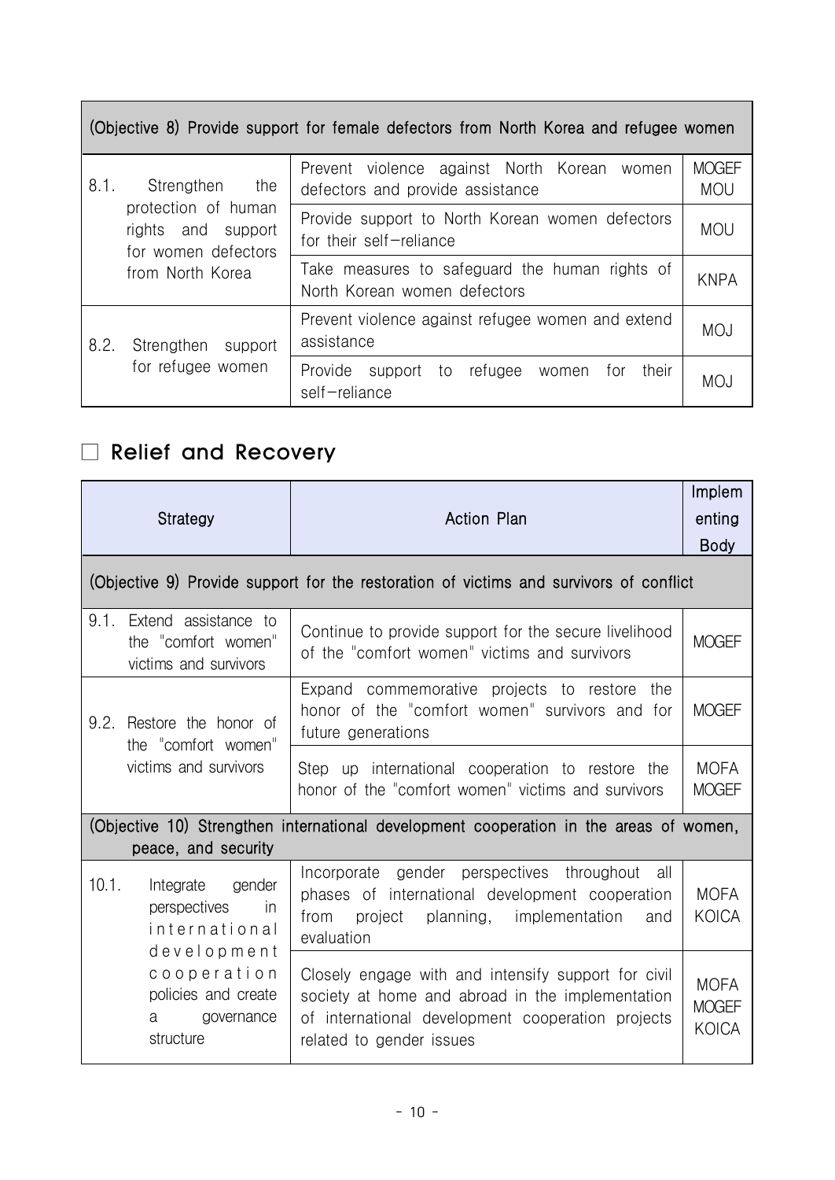| (Objective 8) Provide support for female defectors from North Korea and refugee women | | |
|---|---|---|
| 8.1. Strengthen the protection of human rights and support for women defectors from North Korea | Prevent violence against North Korean women defectors and provide assistance | MOGEF MOU |
| | Provide support to North Korean women defectors for their self-reliance | MOU |
| | Take measures to safeguard the human rights of North Korean women defectors | KNPA |
| 8.2. Strengthen support for refugee women | Prevent violence against refugee women and extend assistance | MOJ |
| | Provide support to refugee women for their self-reliance | MOJ |

## □ Relief and Recovery

| Strategy | Action Plan | Implementing Body |
|---|---|---|
| (Objective 9) Provide support for the restoration of victims and survivors of conflict | | |
| 9.1. Extend assistance to the "comfort women" victims and survivors | Continue to provide support for the secure livelihood of the "comfort women" victims and survivors | MOGEF |
| 9.2. Restore the honor of the "comfort women" victims and survivors | Expand commemorative projects to restore the honor of the "comfort women" survivors and for future generations | MOGEF |
| | Step up international cooperation to restore the honor of the "comfort women" victims and survivors | MOFA MOGEF |
| (Objective 10) Strengthen international development cooperation in the areas of women, peace, and security | | |
| 10.1. Integrate gender perspectives in international development cooperation policies and create a governance structure | Incorporate gender perspectives throughout all phases of international development cooperation from project planning, implementation and evaluation | MOFA KOICA |
| | Closely engage with and intensify support for civil society at home and abroad in the implementation of international development cooperation projects related to gender issues | MOFA MOGEF KOICA |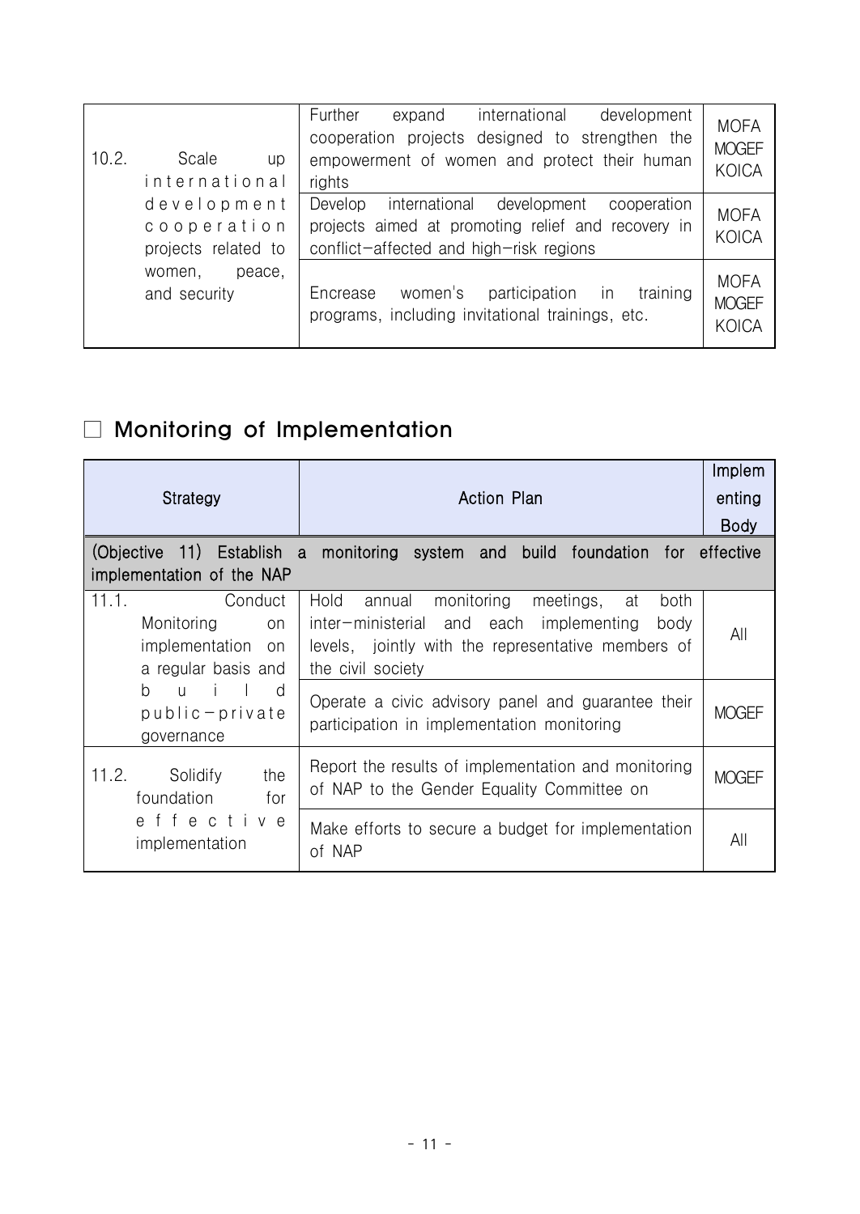| | | |
|---|---|---|
| 10.2. Scale up international development cooperation projects related to women, peace, and security | Further expand international development cooperation projects designed to strengthen the empowerment of women and protect their human rights | MOFA MOGEF KOICA |
| | Develop international development cooperation projects aimed at promoting relief and recovery in conflict-affected and high-risk regions | MOFA KOICA |
| | Encrease women's participation in training programs, including invitational trainings, etc. | MOFA MOGEF KOICA |

## □ Monitoring of Implementation

| Strategy | Action Plan | Implementing Body |
|---|---|---|
| **(Objective 11) Establish a monitoring system and build foundation for effective implementation of the NAP** | | |
| 11.1. Conduct Monitoring on implementation on a regular basis and build public-private governance | Hold annual monitoring meetings, at both inter-ministerial and each implementing body levels, jointly with the representative members of the civil society | All |
| | Operate a civic advisory panel and guarantee their participation in implementation monitoring | MOGEF |
| 11.2. Solidify the foundation for effective implementation | Report the results of implementation and monitoring of NAP to the Gender Equality Committee on | MOGEF |
| | Make efforts to secure a budget for implementation of NAP | All |